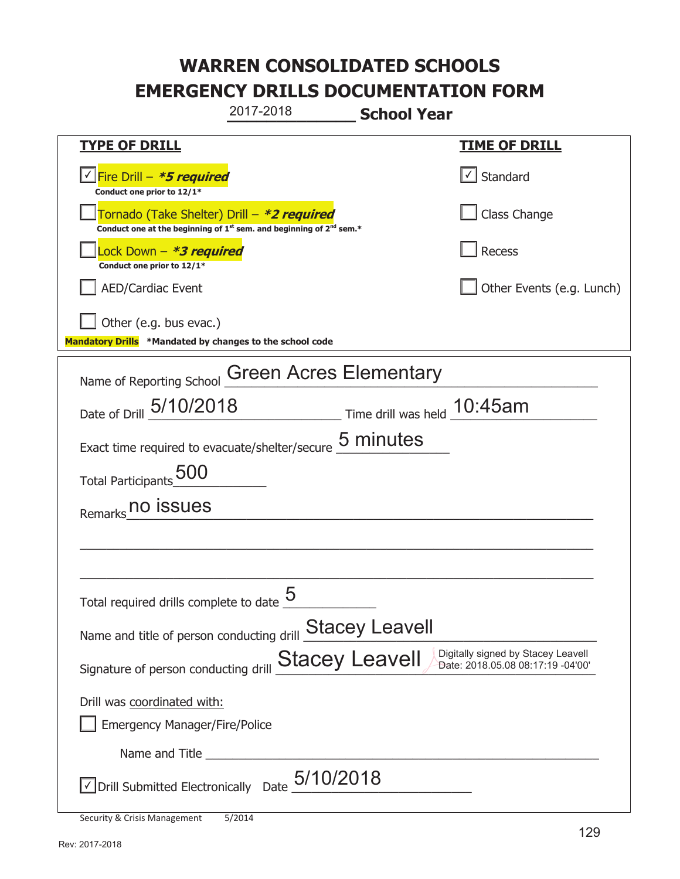# WARREN CONSOLIDATED SCHOOLS
# EMERGENCY DRILLS DOCUMENTATION FORM

2017-2018 **School Year**

| **TYPE OF DRILL** | **TIME OF DRILL** |
|---|---|
| ☑ Fire Drill – ***5 required*** <br> **Conduct one prior to 12/1*** | ☑ Standard |
| ☐ Tornado (Take Shelter) Drill – ***2 required*** <br> **Conduct one at the beginning of 1st sem. and beginning of 2nd sem.*** | ☐ Class Change |
| ☐ Lock Down – ***3 required*** <br> **Conduct one prior to 12/1*** | ☐ Recess |
| ☐ AED/Cardiac Event | ☐ Other Events (e.g. Lunch) |
| ☐ Other (e.g. bus evac.) | |

**Mandatory Drills** **\*Mandated by changes to the school code**

Name of Reporting School: Green Acres Elementary

Date of Drill: 5/10/2018 Time drill was held: 10:45am

Exact time required to evacuate/shelter/secure: 5 minutes

Total Participants: 500

Remarks: no issues

Total required drills complete to date: 5

Name and title of person conducting drill: Stacey Leavell

Signature of person conducting drill: Stacey Leavell (Digitally signed by Stacey Leavell Date: 2018.05.08 08:17:19 -04'00')

Drill was coordinated with:

☐ Emergency Manager/Fire/Police

Name and Title ___

☑ Drill Submitted Electronically Date: 5/10/2018

Security & Crisis Management 5/2014

Rev: 2017-2018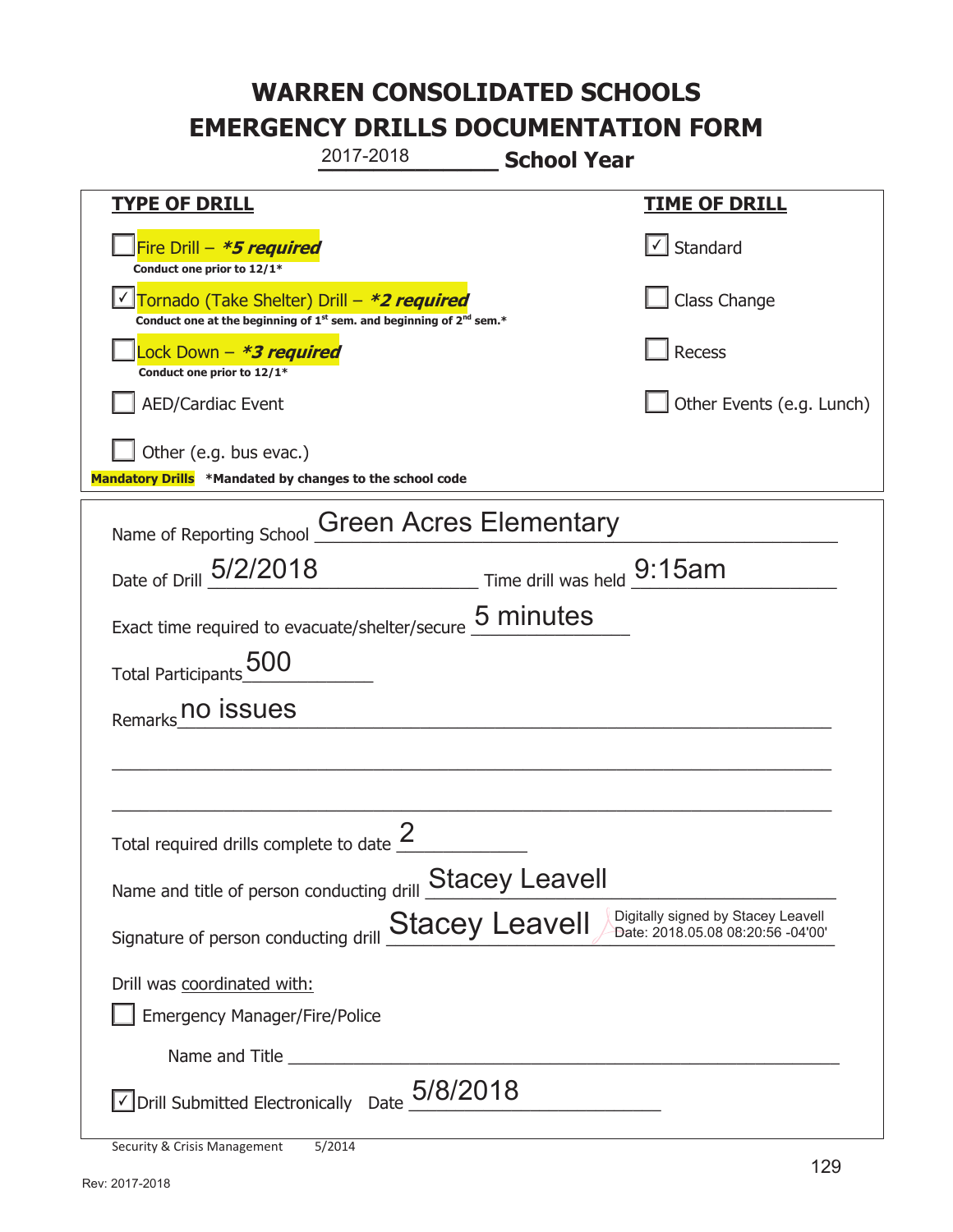# WARREN CONSOLIDATED SCHOOLS
# EMERGENCY DRILLS DOCUMENTATION FORM

2017-2018 **School Year**

| **TYPE OF DRILL** | **TIME OF DRILL** |
|---|---|
| ☐ Fire Drill – ***5 required** <br> **Conduct one prior to 12/1*** | ☑ Standard |
| ☑ Tornado (Take Shelter) Drill – ***2 required** <br> **Conduct one at the beginning of 1st sem. and beginning of 2nd sem.*** | ☐ Class Change |
| ☐ Lock Down – ***3 required** <br> **Conduct one prior to 12/1*** | ☐ Recess |
| ☐ AED/Cardiac Event | ☐ Other Events (e.g. Lunch) |
| ☐ Other (e.g. bus evac.) | |

**Mandatory Drills** **\*Mandated by changes to the school code**

Name of Reporting School: Green Acres Elementary

Date of Drill: 5/2/2018 Time drill was held: 9:15am

Exact time required to evacuate/shelter/secure: 5 minutes

Total Participants: 500

Remarks: no issues

Total required drills complete to date: 2

Name and title of person conducting drill: Stacey Leavell

Signature of person conducting drill: Stacey Leavell — Digitally signed by Stacey Leavell Date: 2018.05.08 08:20:56 -04'00'

Drill was coordinated with:

☐ Emergency Manager/Fire/Police

Name and Title ______________________

☑ Drill Submitted Electronically Date: 5/8/2018

Security & Crisis Management 5/2014

Rev: 2017-2018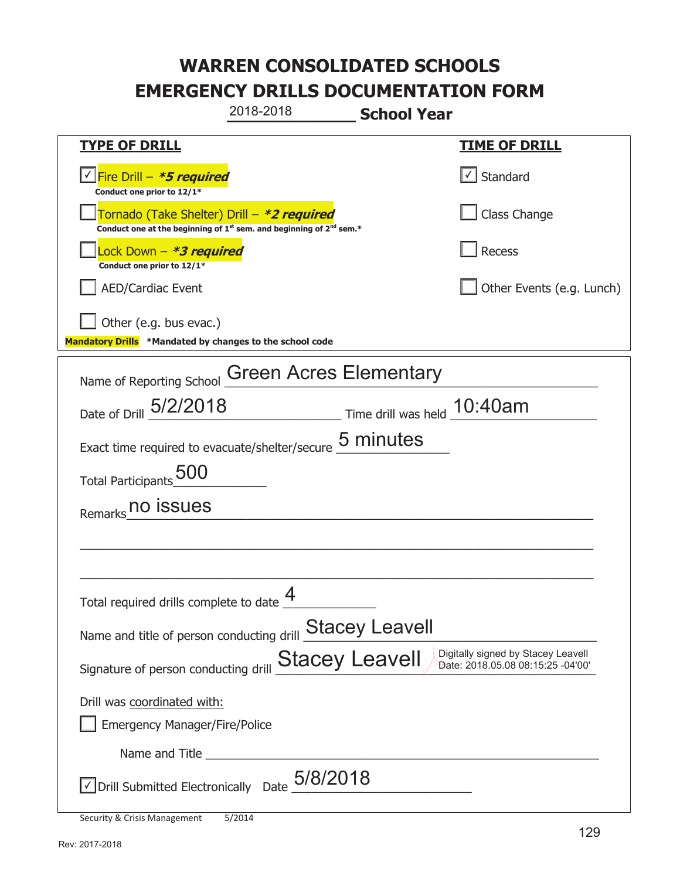# WARREN CONSOLIDATED SCHOOLS
# EMERGENCY DRILLS DOCUMENTATION FORM

2018-2018 **School Year**

| TYPE OF DRILL | TIME OF DRILL |
|---|---|
| ☑ Fire Drill – ***5 required*** <br> **Conduct one prior to 12/1*** | ☑ Standard |
| ☐ Tornado (Take Shelter) Drill – ***2 required*** <br> **Conduct one at the beginning of 1st sem. and beginning of 2nd sem.*** | ☐ Class Change |
| ☐ Lock Down – ***3 required*** <br> **Conduct one prior to 12/1*** | ☐ Recess |
| ☐ AED/Cardiac Event | ☐ Other Events (e.g. Lunch) |
| ☐ Other (e.g. bus evac.) | |

**Mandatory Drills** ***Mandated by changes to the school code**

Name of Reporting School: Green Acres Elementary

Date of Drill: 5/2/2018 Time drill was held: 10:40am

Exact time required to evacuate/shelter/secure: 5 minutes

Total Participants: 500

Remarks: no issues

Total required drills complete to date: 4

Name and title of person conducting drill: Stacey Leavell

Signature of person conducting drill: Stacey Leavell (Digitally signed by Stacey Leavell Date: 2018.05.08 08:15:25 -04'00')

Drill was coordinated with:

☐ Emergency Manager/Fire/Police

Name and Title ______________________

☑ Drill Submitted Electronically Date: 5/8/2018

Security & Crisis Management 5/2014

Rev: 2017-2018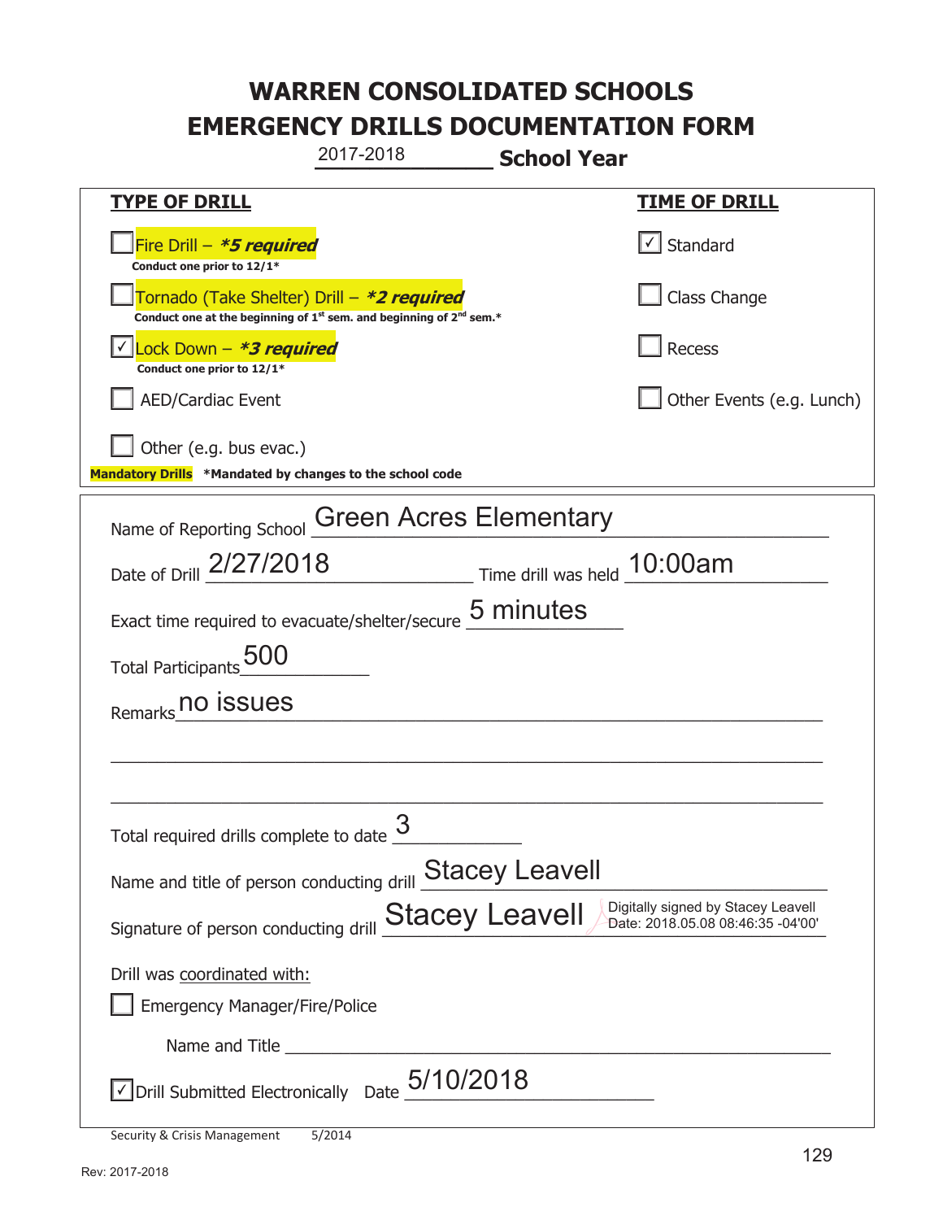# WARREN CONSOLIDATED SCHOOLS
# EMERGENCY DRILLS DOCUMENTATION FORM

2017-2018 **School Year**

| **TYPE OF DRILL** | **TIME OF DRILL** |
|---|---|
| ☐ Fire Drill – ***5 required** <br> **Conduct one prior to 12/1*** | ☑ Standard |
| ☐ Tornado (Take Shelter) Drill – ***2 required** <br> **Conduct one at the beginning of 1st sem. and beginning of 2nd sem.*** | ☐ Class Change |
| ☑ Lock Down – ***3 required** <br> **Conduct one prior to 12/1*** | ☐ Recess |
| ☐ AED/Cardiac Event | ☐ Other Events (e.g. Lunch) |
| ☐ Other (e.g. bus evac.) | |

**Mandatory Drills** ***Mandated by changes to the school code**

Name of Reporting School: Green Acres Elementary

Date of Drill: 2/27/2018 Time drill was held: 10:00am

Exact time required to evacuate/shelter/secure: 5 minutes

Total Participants: 500

Remarks: no issues

Total required drills complete to date: 3

Name and title of person conducting drill: Stacey Leavell

Signature of person conducting drill: Stacey Leavell (Digitally signed by Stacey Leavell Date: 2018.05.08 08:46:35 -04'00')

Drill was coordinated with:

☐ Emergency Manager/Fire/Police

Name and Title ____________________

☑ Drill Submitted Electronically Date: 5/10/2018

Security & Crisis Management 5/2014

Rev: 2017-2018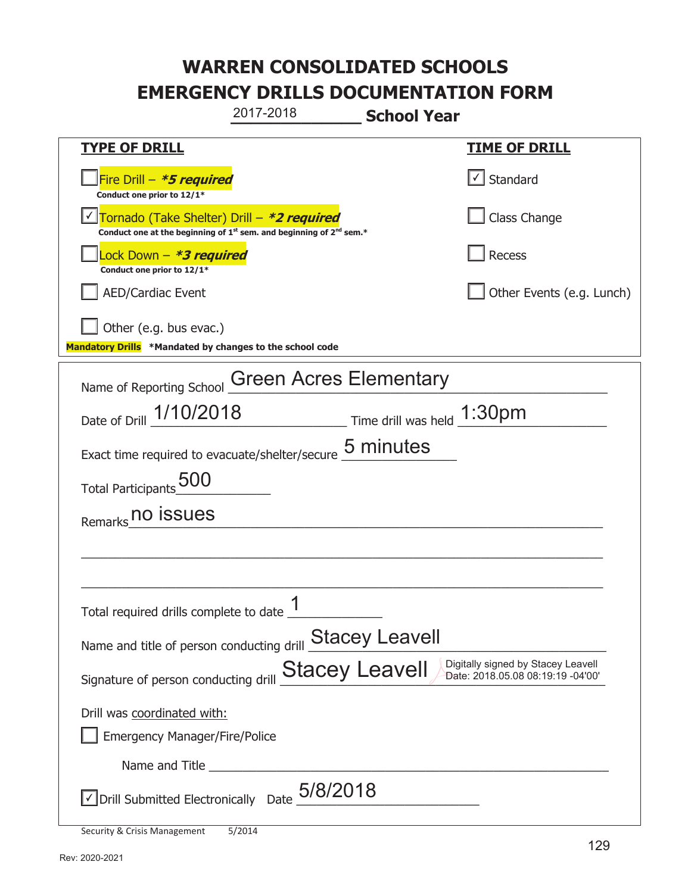# WARREN CONSOLIDATED SCHOOLS
# EMERGENCY DRILLS DOCUMENTATION FORM

2017-2018 **School Year**

| **TYPE OF DRILL** | **TIME OF DRILL** |
|---|---|
| ☐ Fire Drill – ***5 required** <br> **Conduct one prior to 12/1*** | ☑ Standard |
| ☑ Tornado (Take Shelter) Drill – ***2 required** <br> **Conduct one at the beginning of 1st sem. and beginning of 2nd sem.*** | ☐ Class Change |
| ☐ Lock Down – ***3 required** <br> **Conduct one prior to 12/1*** | ☐ Recess |
| ☐ AED/Cardiac Event | ☐ Other Events (e.g. Lunch) |
| ☐ Other (e.g. bus evac.) | |

**Mandatory Drills** ***Mandated by changes to the school code**

Name of Reporting School: Green Acres Elementary

Date of Drill: 1/10/2018 Time drill was held: 1:30pm

Exact time required to evacuate/shelter/secure: 5 minutes

Total Participants: 500

Remarks: no issues

Total required drills complete to date: 1

Name and title of person conducting drill: Stacey Leavell

Signature of person conducting drill: Stacey Leavell — Digitally signed by Stacey Leavell Date: 2018.05.08 08:19:19 -04'00'

Drill was coordinated with:

☐ Emergency Manager/Fire/Police

Name and Title ______________________

☑ Drill Submitted Electronically Date: 5/8/2018

Security & Crisis Management 5/2014

Rev: 2020-2021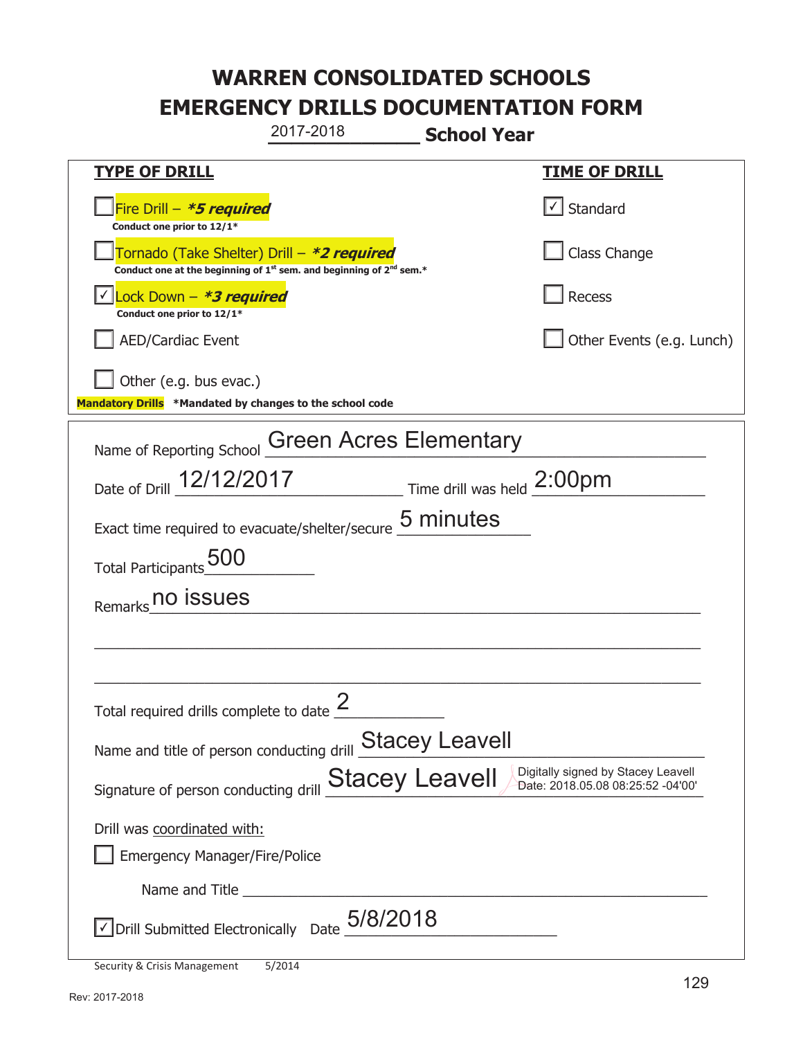# WARREN CONSOLIDATED SCHOOLS
# EMERGENCY DRILLS DOCUMENTATION FORM

2017-2018 **School Year**

| **TYPE OF DRILL** | **TIME OF DRILL** |
|---|---|
| ☐ Fire Drill – ***5 required*** <br> **Conduct one prior to 12/1*** | ☑ Standard |
| ☐ Tornado (Take Shelter) Drill – ***2 required*** <br> **Conduct one at the beginning of 1st sem. and beginning of 2nd sem.*** | ☐ Class Change |
| ☑ Lock Down – ***3 required*** <br> **Conduct one prior to 12/1*** | ☐ Recess |
| ☐ AED/Cardiac Event | ☐ Other Events (e.g. Lunch) |
| ☐ Other (e.g. bus evac.) | |

**Mandatory Drills** ***Mandated by changes to the school code**

Name of Reporting School: Green Acres Elementary

Date of Drill: 12/12/2017 Time drill was held: 2:00pm

Exact time required to evacuate/shelter/secure: 5 minutes

Total Participants: 500

Remarks: no issues

Total required drills complete to date: 2

Name and title of person conducting drill: Stacey Leavell

Signature of person conducting drill: Stacey Leavell (Digitally signed by Stacey Leavell Date: 2018.05.08 08:25:52 -04'00')

Drill was coordinated with:

☐ Emergency Manager/Fire/Police

Name and Title ______________________

☑ Drill Submitted Electronically Date: 5/8/2018

Security & Crisis Management 5/2014

Rev: 2017-2018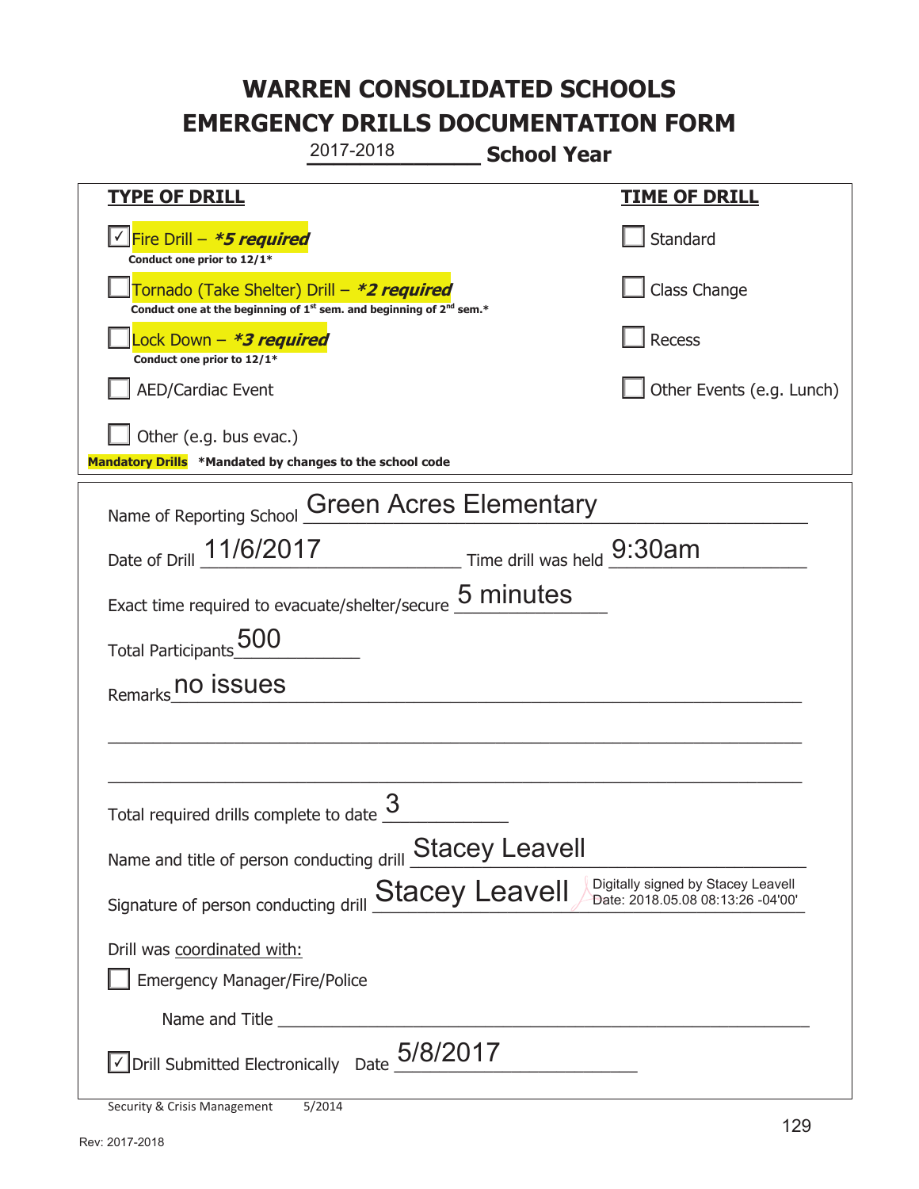# WARREN CONSOLIDATED SCHOOLS
# EMERGENCY DRILLS DOCUMENTATION FORM

2017-2018 **School Year**

| **TYPE OF DRILL** | **TIME OF DRILL** |
|---|---|
| ☑ Fire Drill – ***5 required** <br> **Conduct one prior to 12/1*** | ☐ Standard |
| ☐ Tornado (Take Shelter) Drill – ***2 required** <br> **Conduct one at the beginning of 1st sem. and beginning of 2nd sem.*** | ☐ Class Change |
| ☐ Lock Down – ***3 required** <br> **Conduct one prior to 12/1*** | ☐ Recess |
| ☐ AED/Cardiac Event | ☐ Other Events (e.g. Lunch) |
| ☐ Other (e.g. bus evac.) | |

**Mandatory Drills** ***Mandated by changes to the school code**

Name of Reporting School: Green Acres Elementary

Date of Drill: 11/6/2017 Time drill was held: 9:30am

Exact time required to evacuate/shelter/secure: 5 minutes

Total Participants: 500

Remarks: no issues

Total required drills complete to date: 3

Name and title of person conducting drill: Stacey Leavell

Signature of person conducting drill: Stacey Leavell — Digitally signed by Stacey Leavell Date: 2018.05.08 08:13:26 -04'00'

Drill was coordinated with:

☐ Emergency Manager/Fire/Police

Name and Title ______________________

☑ Drill Submitted Electronically Date: 5/8/2017

Security & Crisis Management 5/2014

Rev: 2017-2018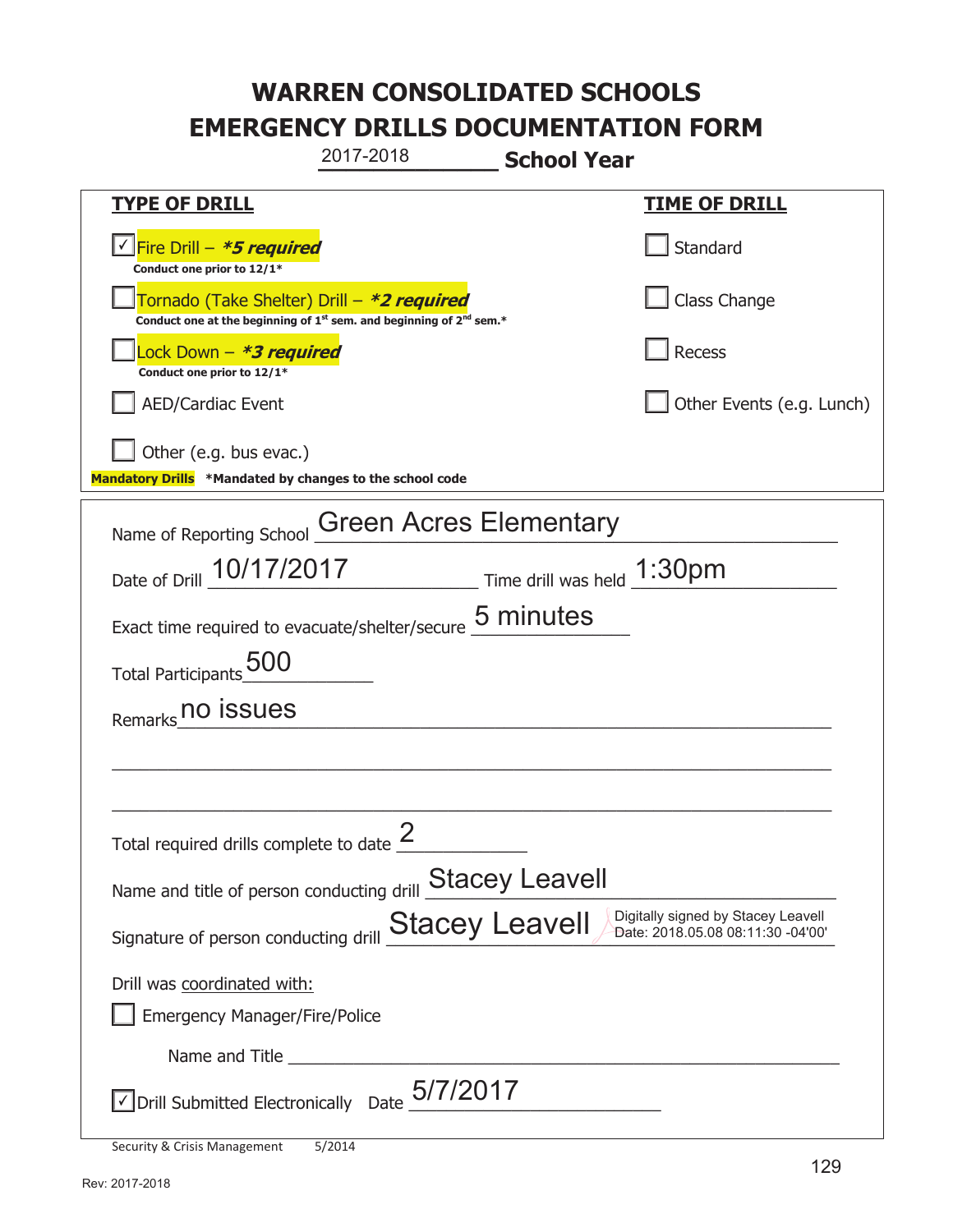# WARREN CONSOLIDATED SCHOOLS
# EMERGENCY DRILLS DOCUMENTATION FORM

2017-2018 **School Year**

| **TYPE OF DRILL** | **TIME OF DRILL** |
|---|---|
| ☑ Fire Drill – ***5 required*** <br> **Conduct one prior to 12/1*** | ☐ Standard |
| ☐ Tornado (Take Shelter) Drill – ***2 required*** <br> **Conduct one at the beginning of 1st sem. and beginning of 2nd sem.*** | ☐ Class Change |
| ☐ Lock Down – ***3 required*** <br> **Conduct one prior to 12/1*** | ☐ Recess |
| ☐ AED/Cardiac Event | ☐ Other Events (e.g. Lunch) |
| ☐ Other (e.g. bus evac.) | |

**Mandatory Drills** ***Mandated by changes to the school code**

Name of Reporting School: Green Acres Elementary

Date of Drill: 10/17/2017 Time drill was held: 1:30pm

Exact time required to evacuate/shelter/secure: 5 minutes

Total Participants: 500

Remarks: no issues

Total required drills complete to date: 2

Name and title of person conducting drill: Stacey Leavell

Signature of person conducting drill: Stacey Leavell (Digitally signed by Stacey Leavell Date: 2018.05.08 08:11:30 -04'00')

Drill was coordinated with:

☐ Emergency Manager/Fire/Police

Name and Title ______________________

☑ Drill Submitted Electronically Date: 5/7/2017

Security & Crisis Management 5/2014

Rev: 2017-2018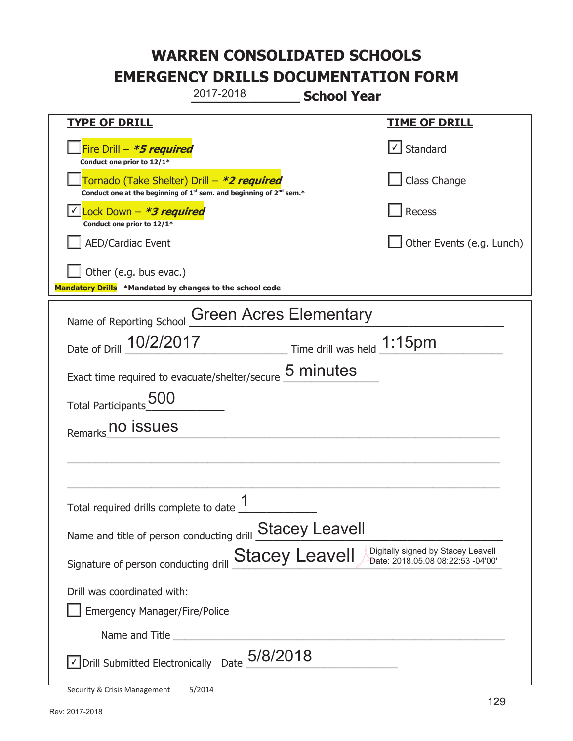# WARREN CONSOLIDATED SCHOOLS
# EMERGENCY DRILLS DOCUMENTATION FORM

2017-2018 **School Year**

| **TYPE OF DRILL** | **TIME OF DRILL** |
|---|---|
| ☐ Fire Drill – ***5 required*** <br> **Conduct one prior to 12/1*** | ☑ Standard |
| ☐ Tornado (Take Shelter) Drill – ***2 required*** <br> **Conduct one at the beginning of 1st sem. and beginning of 2nd sem.*** | ☐ Class Change |
| ☑ Lock Down – ***3 required*** <br> **Conduct one prior to 12/1*** | ☐ Recess |
| ☐ AED/Cardiac Event | ☐ Other Events (e.g. Lunch) |
| ☐ Other (e.g. bus evac.) | |

**Mandatory Drills** ***Mandated by changes to the school code**

Name of Reporting School: Green Acres Elementary

Date of Drill: 10/2/2017 Time drill was held: 1:15pm

Exact time required to evacuate/shelter/secure: 5 minutes

Total Participants: 500

Remarks: no issues

Total required drills complete to date: 1

Name and title of person conducting drill: Stacey Leavell

Signature of person conducting drill: Stacey Leavell — Digitally signed by Stacey Leavell Date: 2018.05.08 08:22:53 -04'00'

Drill was coordinated with:

☐ Emergency Manager/Fire/Police

Name and Title ______________________

☑ Drill Submitted Electronically Date: 5/8/2018

Security & Crisis Management 5/2014

Rev: 2017-2018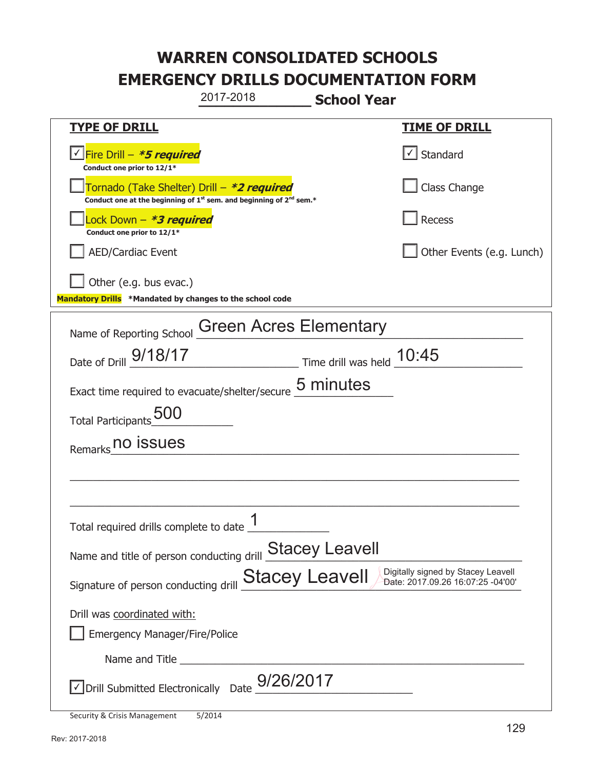# WARREN CONSOLIDATED SCHOOLS
# EMERGENCY DRILLS DOCUMENTATION FORM

2017-2018 **School Year**

| **TYPE OF DRILL** | **TIME OF DRILL** |
|---|---|
| ☑ Fire Drill – ***5 required**<br>**Conduct one prior to 12/1*** | ☑ Standard |
| ☐ Tornado (Take Shelter) Drill – ***2 required**<br>**Conduct one at the beginning of 1st sem. and beginning of 2nd sem.*** | ☐ Class Change |
| ☐ Lock Down – ***3 required**<br>**Conduct one prior to 12/1*** | ☐ Recess |
| ☐ AED/Cardiac Event | ☐ Other Events (e.g. Lunch) |
| ☐ Other (e.g. bus evac.) | |

**Mandatory Drills** ***Mandated by changes to the school code**

Name of Reporting School: Green Acres Elementary

Date of Drill: 9/18/17 Time drill was held: 10:45

Exact time required to evacuate/shelter/secure: 5 minutes

Total Participants: 500

Remarks: no issues

Total required drills complete to date: 1

Name and title of person conducting drill: Stacey Leavell

Signature of person conducting drill: Stacey Leavell — Digitally signed by Stacey Leavell Date: 2017.09.26 16:07:25 -04'00'

Drill was coordinated with:

☐ Emergency Manager/Fire/Police

Name and Title ______________________

☑ Drill Submitted Electronically Date: 9/26/2017

Security & Crisis Management 5/2014

Rev: 2017-2018